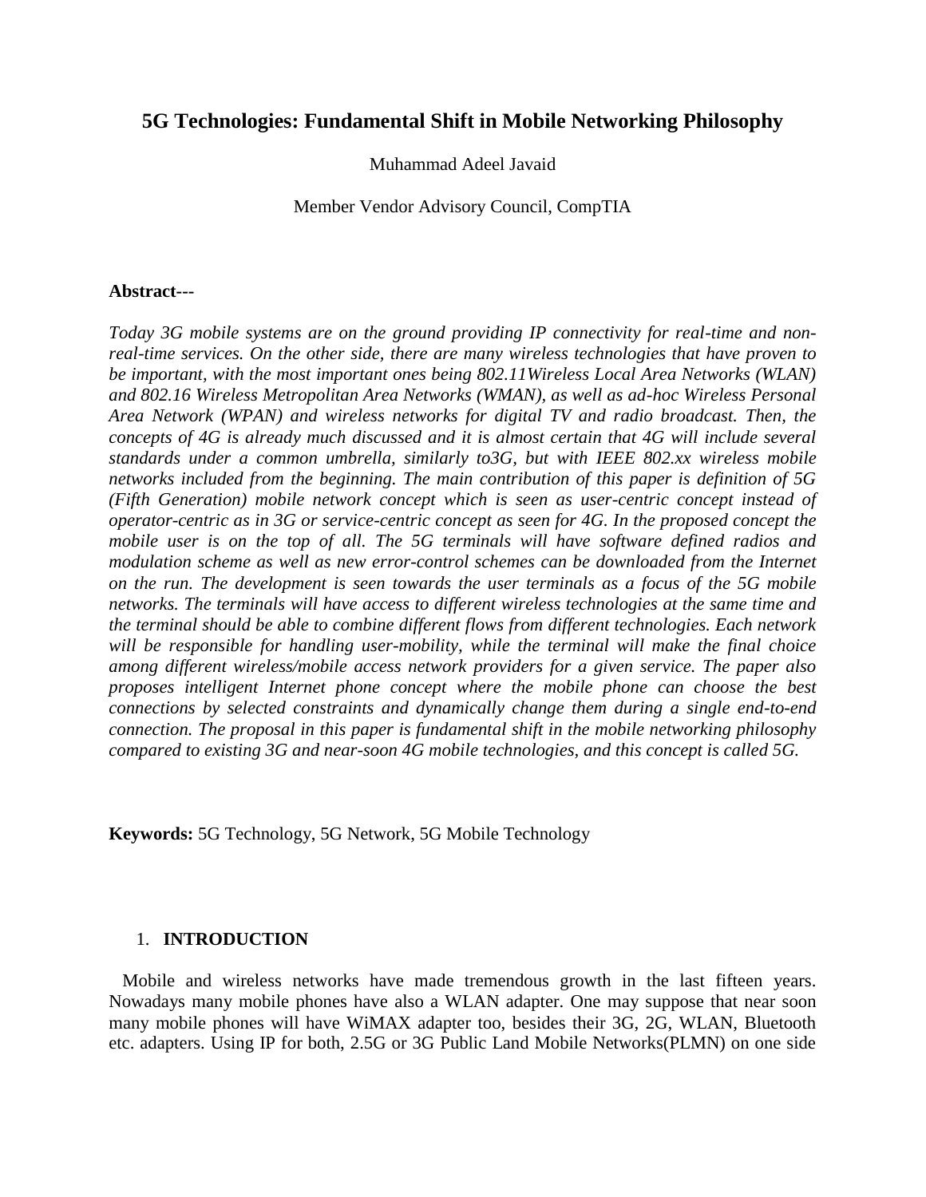# 5G Technologies: Fundamental Shift in Mobile Networking Philosophy

Muhammad Adeel Javaid

Member Vendor Advisory Council, CompTIA

**Abstract---**

*Today 3G mobile systems are on the ground providing IP connectivity for real-time and non-real-time services. On the other side, there are many wireless technologies that have proven to be important, with the most important ones being 802.11Wireless Local Area Networks (WLAN) and 802.16 Wireless Metropolitan Area Networks (WMAN), as well as ad-hoc Wireless Personal Area Network (WPAN) and wireless networks for digital TV and radio broadcast. Then, the concepts of 4G is already much discussed and it is almost certain that 4G will include several standards under a common umbrella, similarly to3G, but with IEEE 802.xx wireless mobile networks included from the beginning. The main contribution of this paper is definition of 5G (Fifth Generation) mobile network concept which is seen as user-centric concept instead of operator-centric as in 3G or service-centric concept as seen for 4G. In the proposed concept the mobile user is on the top of all. The 5G terminals will have software defined radios and modulation scheme as well as new error-control schemes can be downloaded from the Internet on the run. The development is seen towards the user terminals as a focus of the 5G mobile networks. The terminals will have access to different wireless technologies at the same time and the terminal should be able to combine different flows from different technologies. Each network will be responsible for handling user-mobility, while the terminal will make the final choice among different wireless/mobile access network providers for a given service. The paper also proposes intelligent Internet phone concept where the mobile phone can choose the best connections by selected constraints and dynamically change them during a single end-to-end connection. The proposal in this paper is fundamental shift in the mobile networking philosophy compared to existing 3G and near-soon 4G mobile technologies, and this concept is called 5G.*

**Keywords:** 5G Technology, 5G Network, 5G Mobile Technology

## 1. INTRODUCTION

Mobile and wireless networks have made tremendous growth in the last fifteen years. Nowadays many mobile phones have also a WLAN adapter. One may suppose that near soon many mobile phones will have WiMAX adapter too, besides their 3G, 2G, WLAN, Bluetooth etc. adapters. Using IP for both, 2.5G or 3G Public Land Mobile Networks(PLMN) on one side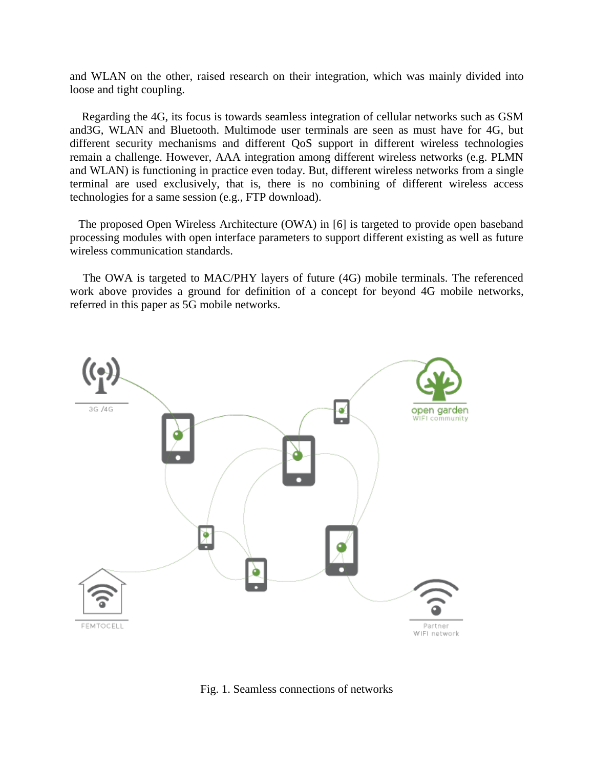and WLAN on the other, raised research on their integration, which was mainly divided into loose and tight coupling.

Regarding the 4G, its focus is towards seamless integration of cellular networks such as GSM and3G, WLAN and Bluetooth. Multimode user terminals are seen as must have for 4G, but different security mechanisms and different QoS support in different wireless technologies remain a challenge. However, AAA integration among different wireless networks (e.g. PLMN and WLAN) is functioning in practice even today. But, different wireless networks from a single terminal are used exclusively, that is, there is no combining of different wireless access technologies for a same session (e.g., FTP download).

The proposed Open Wireless Architecture (OWA) in [6] is targeted to provide open baseband processing modules with open interface parameters to support different existing as well as future wireless communication standards.

The OWA is targeted to MAC/PHY layers of future (4G) mobile terminals. The referenced work above provides a ground for definition of a concept for beyond 4G mobile networks, referred in this paper as 5G mobile networks.

Fig. 1. Seamless connections of networks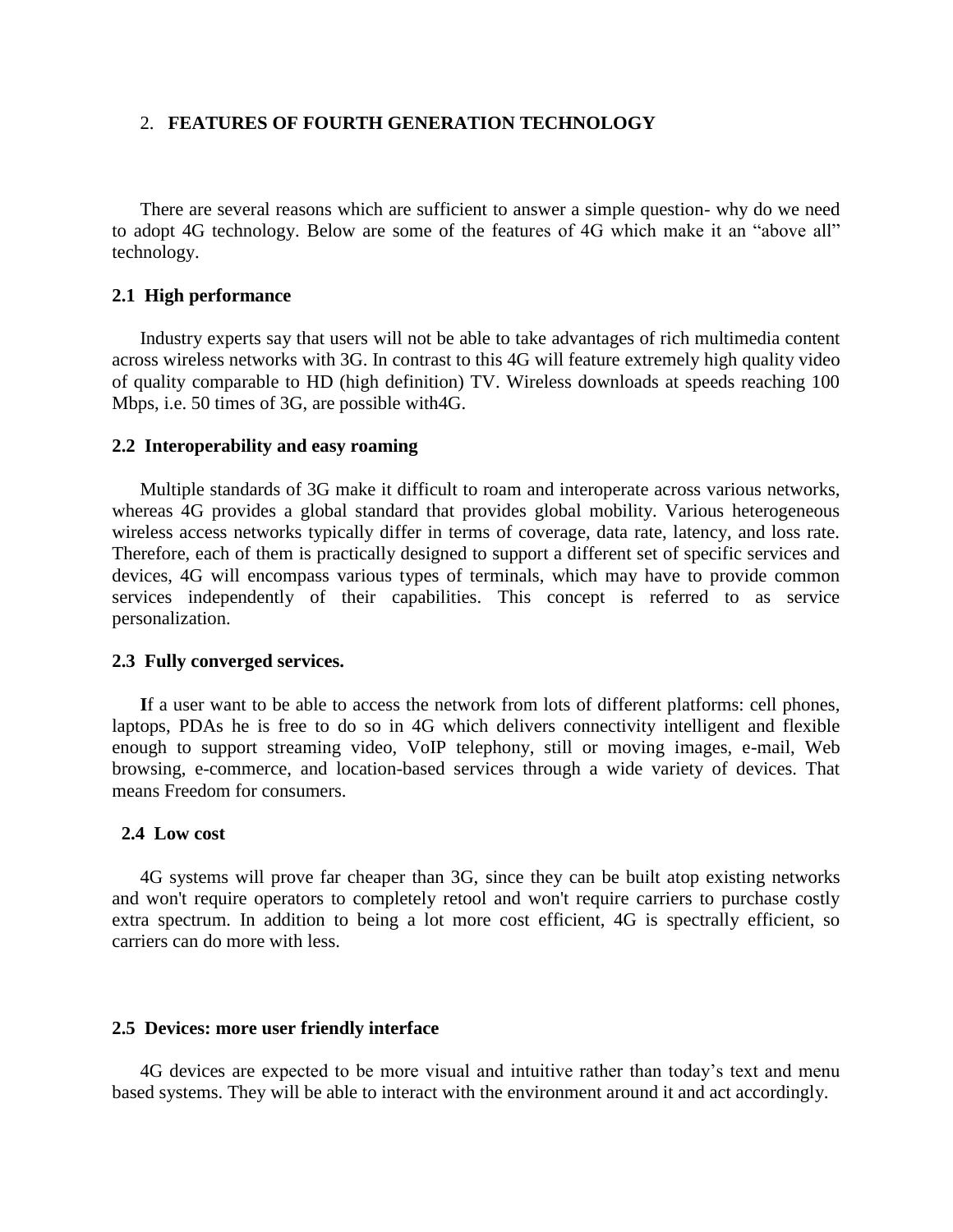## 2. FEATURES OF FOURTH GENERATION TECHNOLOGY

There are several reasons which are sufficient to answer a simple question- why do we need to adopt 4G technology. Below are some of the features of 4G which make it an "above all" technology.

### 2.1 High performance

Industry experts say that users will not be able to take advantages of rich multimedia content across wireless networks with 3G. In contrast to this 4G will feature extremely high quality video of quality comparable to HD (high definition) TV. Wireless downloads at speeds reaching 100 Mbps, i.e. 50 times of 3G, are possible with4G.

### 2.2 Interoperability and easy roaming

Multiple standards of 3G make it difficult to roam and interoperate across various networks, whereas 4G provides a global standard that provides global mobility. Various heterogeneous wireless access networks typically differ in terms of coverage, data rate, latency, and loss rate. Therefore, each of them is practically designed to support a different set of specific services and devices, 4G will encompass various types of terminals, which may have to provide common services independently of their capabilities. This concept is referred to as service personalization.

### 2.3 Fully converged services.

**I**f a user want to be able to access the network from lots of different platforms: cell phones, laptops, PDAs he is free to do so in 4G which delivers connectivity intelligent and flexible enough to support streaming video, VoIP telephony, still or moving images, e-mail, Web browsing, e-commerce, and location-based services through a wide variety of devices. That means Freedom for consumers.

### 2.4 Low cost

4G systems will prove far cheaper than 3G, since they can be built atop existing networks and won't require operators to completely retool and won't require carriers to purchase costly extra spectrum. In addition to being a lot more cost efficient, 4G is spectrally efficient, so carriers can do more with less.

### 2.5 Devices: more user friendly interface

4G devices are expected to be more visual and intuitive rather than today's text and menu based systems. They will be able to interact with the environment around it and act accordingly.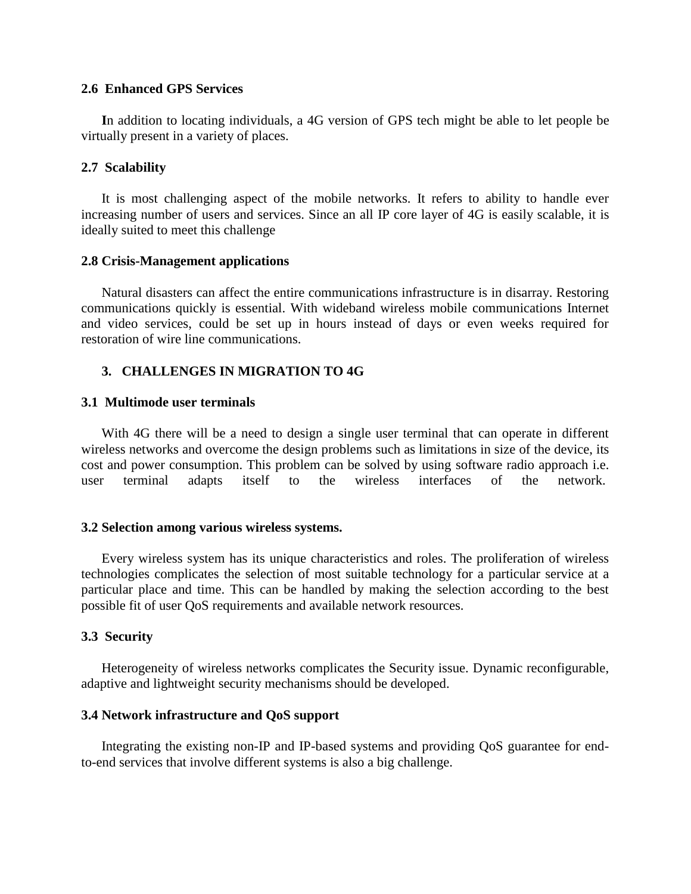### 2.6 Enhanced GPS Services

In addition to locating individuals, a 4G version of GPS tech might be able to let people be virtually present in a variety of places.

### 2.7 Scalability

It is most challenging aspect of the mobile networks. It refers to ability to handle ever increasing number of users and services. Since an all IP core layer of 4G is easily scalable, it is ideally suited to meet this challenge

### 2.8 Crisis-Management applications

Natural disasters can affect the entire communications infrastructure is in disarray. Restoring communications quickly is essential. With wideband wireless mobile communications Internet and video services, could be set up in hours instead of days or even weeks required for restoration of wire line communications.

## 3. CHALLENGES IN MIGRATION TO 4G

### 3.1 Multimode user terminals

With 4G there will be a need to design a single user terminal that can operate in different wireless networks and overcome the design problems such as limitations in size of the device, its cost and power consumption. This problem can be solved by using software radio approach i.e. user terminal adapts itself to the wireless interfaces of the network.

### 3.2 Selection among various wireless systems.

Every wireless system has its unique characteristics and roles. The proliferation of wireless technologies complicates the selection of most suitable technology for a particular service at a particular place and time. This can be handled by making the selection according to the best possible fit of user QoS requirements and available network resources.

### 3.3 Security

Heterogeneity of wireless networks complicates the Security issue. Dynamic reconfigurable, adaptive and lightweight security mechanisms should be developed.

### 3.4 Network infrastructure and QoS support

Integrating the existing non-IP and IP-based systems and providing QoS guarantee for end-to-end services that involve different systems is also a big challenge.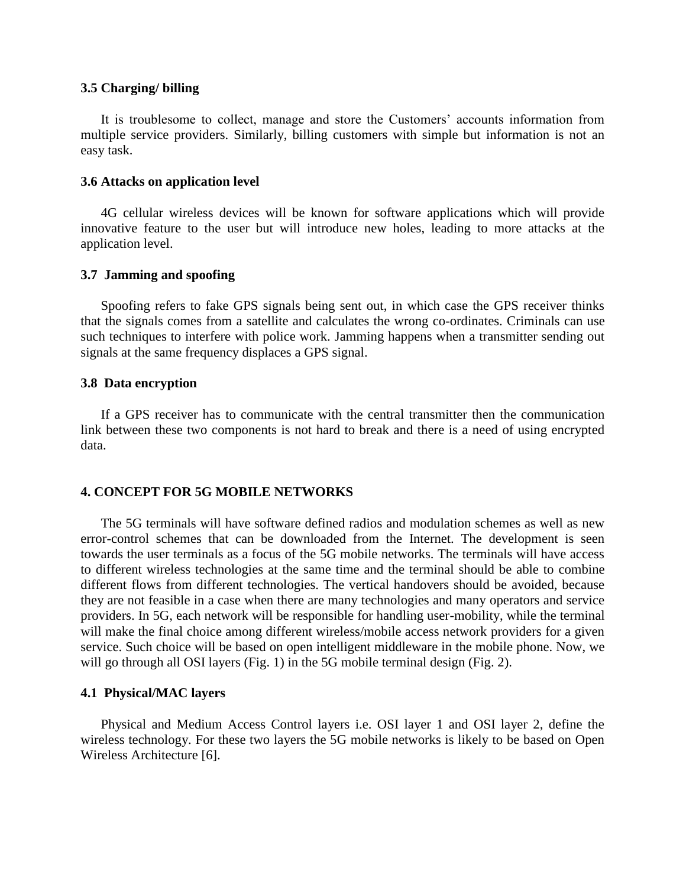### 3.5 Charging/ billing

It is troublesome to collect, manage and store the Customers' accounts information from multiple service providers. Similarly, billing customers with simple but information is not an easy task.

### 3.6 Attacks on application level

4G cellular wireless devices will be known for software applications which will provide innovative feature to the user but will introduce new holes, leading to more attacks at the application level.

### 3.7 Jamming and spoofing

Spoofing refers to fake GPS signals being sent out, in which case the GPS receiver thinks that the signals comes from a satellite and calculates the wrong co-ordinates. Criminals can use such techniques to interfere with police work. Jamming happens when a transmitter sending out signals at the same frequency displaces a GPS signal.

### 3.8 Data encryption

If a GPS receiver has to communicate with the central transmitter then the communication link between these two components is not hard to break and there is a need of using encrypted data.

## 4. CONCEPT FOR 5G MOBILE NETWORKS

The 5G terminals will have software defined radios and modulation schemes as well as new error-control schemes that can be downloaded from the Internet. The development is seen towards the user terminals as a focus of the 5G mobile networks. The terminals will have access to different wireless technologies at the same time and the terminal should be able to combine different flows from different technologies. The vertical handovers should be avoided, because they are not feasible in a case when there are many technologies and many operators and service providers. In 5G, each network will be responsible for handling user-mobility, while the terminal will make the final choice among different wireless/mobile access network providers for a given service. Such choice will be based on open intelligent middleware in the mobile phone. Now, we will go through all OSI layers (Fig. 1) in the 5G mobile terminal design (Fig. 2).

### 4.1 Physical/MAC layers

Physical and Medium Access Control layers i.e. OSI layer 1 and OSI layer 2, define the wireless technology. For these two layers the 5G mobile networks is likely to be based on Open Wireless Architecture [6].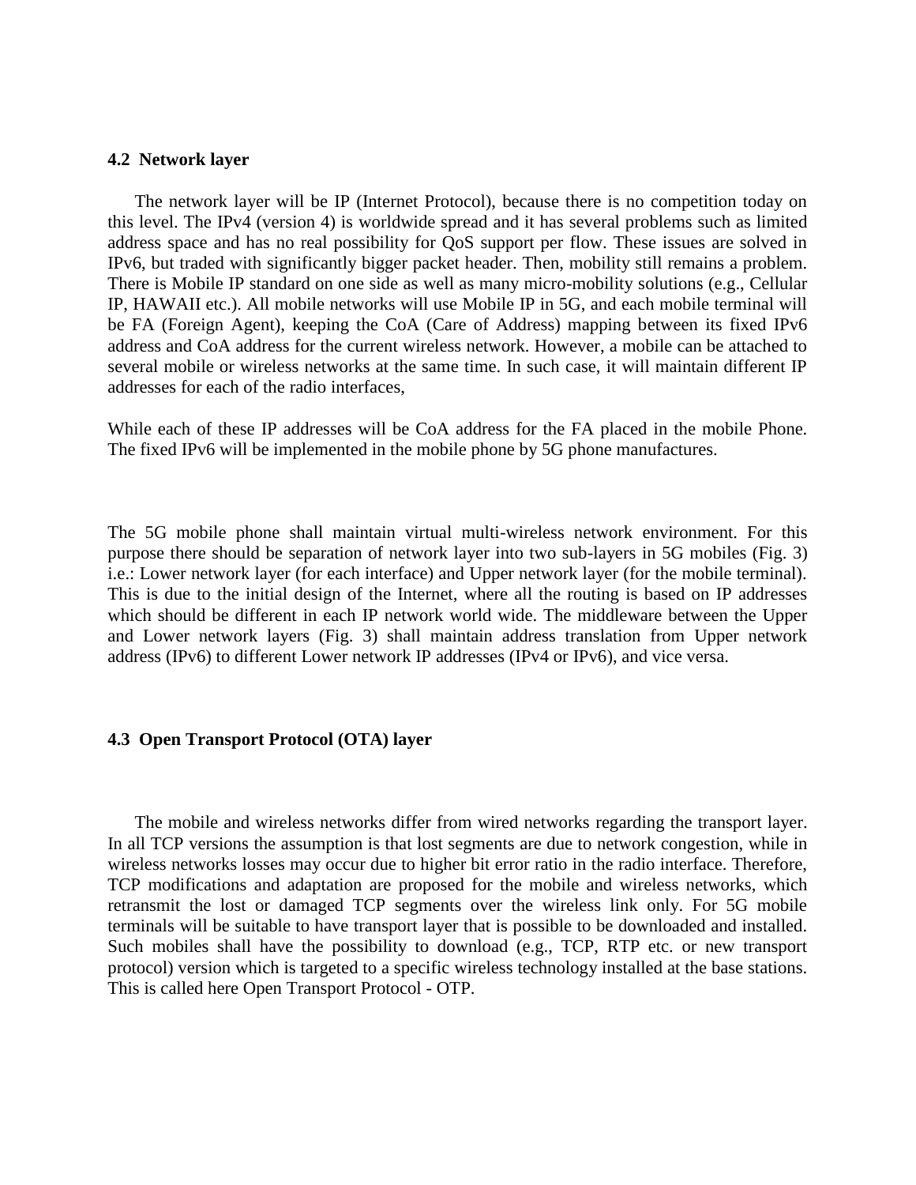### 4.2 Network layer

The network layer will be IP (Internet Protocol), because there is no competition today on this level. The IPv4 (version 4) is worldwide spread and it has several problems such as limited address space and has no real possibility for QoS support per flow. These issues are solved in IPv6, but traded with significantly bigger packet header. Then, mobility still remains a problem. There is Mobile IP standard on one side as well as many micro-mobility solutions (e.g., Cellular IP, HAWAII etc.). All mobile networks will use Mobile IP in 5G, and each mobile terminal will be FA (Foreign Agent), keeping the CoA (Care of Address) mapping between its fixed IPv6 address and CoA address for the current wireless network. However, a mobile can be attached to several mobile or wireless networks at the same time. In such case, it will maintain different IP addresses for each of the radio interfaces,

While each of these IP addresses will be CoA address for the FA placed in the mobile Phone. The fixed IPv6 will be implemented in the mobile phone by 5G phone manufactures.

The 5G mobile phone shall maintain virtual multi-wireless network environment. For this purpose there should be separation of network layer into two sub-layers in 5G mobiles (Fig. 3) i.e.: Lower network layer (for each interface) and Upper network layer (for the mobile terminal). This is due to the initial design of the Internet, where all the routing is based on IP addresses which should be different in each IP network world wide. The middleware between the Upper and Lower network layers (Fig. 3) shall maintain address translation from Upper network address (IPv6) to different Lower network IP addresses (IPv4 or IPv6), and vice versa.

### 4.3 Open Transport Protocol (OTA) layer

The mobile and wireless networks differ from wired networks regarding the transport layer. In all TCP versions the assumption is that lost segments are due to network congestion, while in wireless networks losses may occur due to higher bit error ratio in the radio interface. Therefore, TCP modifications and adaptation are proposed for the mobile and wireless networks, which retransmit the lost or damaged TCP segments over the wireless link only. For 5G mobile terminals will be suitable to have transport layer that is possible to be downloaded and installed. Such mobiles shall have the possibility to download (e.g., TCP, RTP etc. or new transport protocol) version which is targeted to a specific wireless technology installed at the base stations. This is called here Open Transport Protocol - OTP.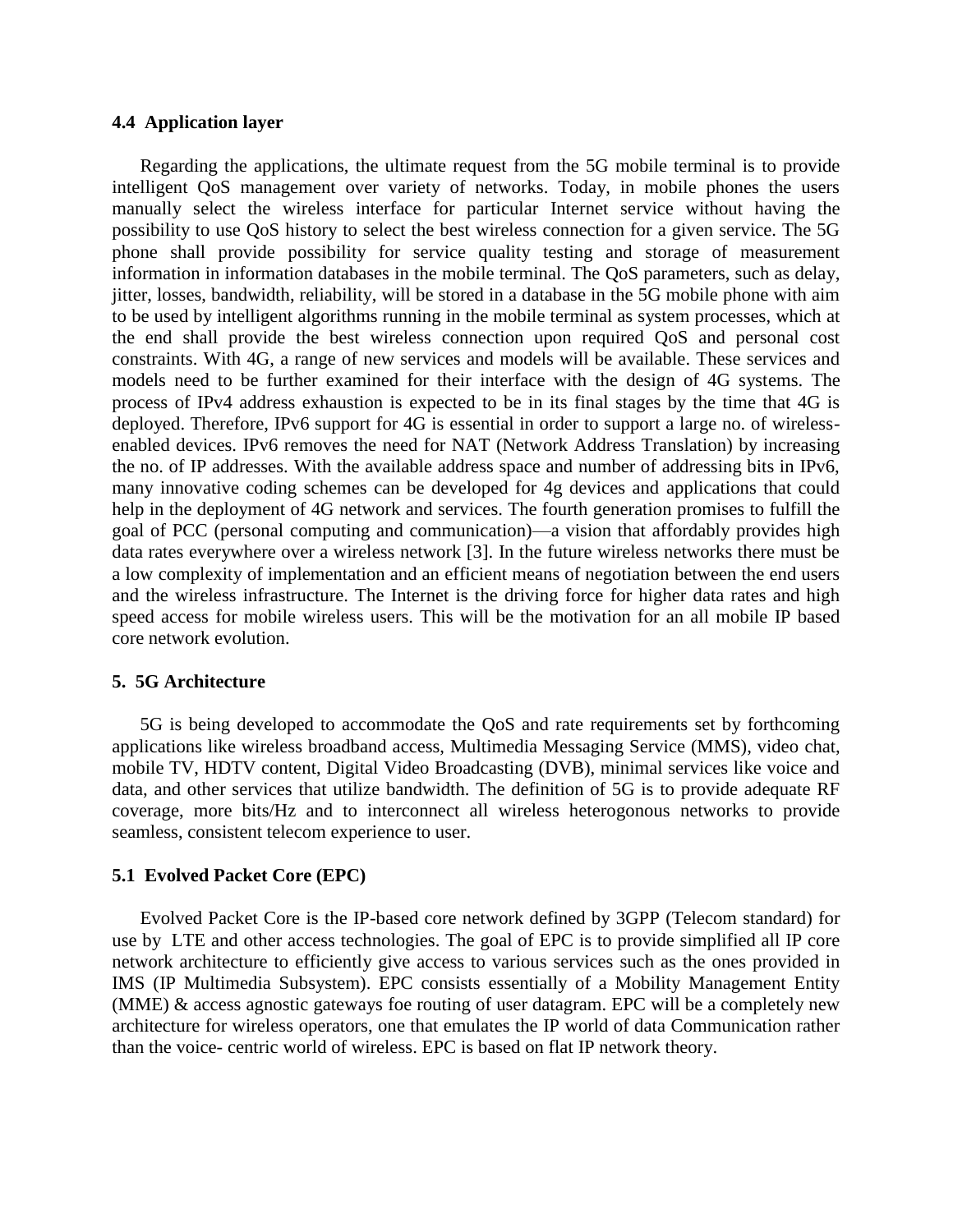### 4.4 Application layer

Regarding the applications, the ultimate request from the 5G mobile terminal is to provide intelligent QoS management over variety of networks. Today, in mobile phones the users manually select the wireless interface for particular Internet service without having the possibility to use QoS history to select the best wireless connection for a given service. The 5G phone shall provide possibility for service quality testing and storage of measurement information in information databases in the mobile terminal. The QoS parameters, such as delay, jitter, losses, bandwidth, reliability, will be stored in a database in the 5G mobile phone with aim to be used by intelligent algorithms running in the mobile terminal as system processes, which at the end shall provide the best wireless connection upon required QoS and personal cost constraints. With 4G, a range of new services and models will be available. These services and models need to be further examined for their interface with the design of 4G systems. The process of IPv4 address exhaustion is expected to be in its final stages by the time that 4G is deployed. Therefore, IPv6 support for 4G is essential in order to support a large no. of wireless-enabled devices. IPv6 removes the need for NAT (Network Address Translation) by increasing the no. of IP addresses. With the available address space and number of addressing bits in IPv6, many innovative coding schemes can be developed for 4g devices and applications that could help in the deployment of 4G network and services. The fourth generation promises to fulfill the goal of PCC (personal computing and communication)—a vision that affordably provides high data rates everywhere over a wireless network [3]. In the future wireless networks there must be a low complexity of implementation and an efficient means of negotiation between the end users and the wireless infrastructure. The Internet is the driving force for higher data rates and high speed access for mobile wireless users. This will be the motivation for an all mobile IP based core network evolution.

## 5. 5G Architecture

5G is being developed to accommodate the QoS and rate requirements set by forthcoming applications like wireless broadband access, Multimedia Messaging Service (MMS), video chat, mobile TV, HDTV content, Digital Video Broadcasting (DVB), minimal services like voice and data, and other services that utilize bandwidth. The definition of 5G is to provide adequate RF coverage, more bits/Hz and to interconnect all wireless heterogonous networks to provide seamless, consistent telecom experience to user.

### 5.1 Evolved Packet Core (EPC)

Evolved Packet Core is the IP-based core network defined by 3GPP (Telecom standard) for use by LTE and other access technologies. The goal of EPC is to provide simplified all IP core network architecture to efficiently give access to various services such as the ones provided in IMS (IP Multimedia Subsystem). EPC consists essentially of a Mobility Management Entity (MME) & access agnostic gateways foe routing of user datagram. EPC will be a completely new architecture for wireless operators, one that emulates the IP world of data Communication rather than the voice- centric world of wireless. EPC is based on flat IP network theory.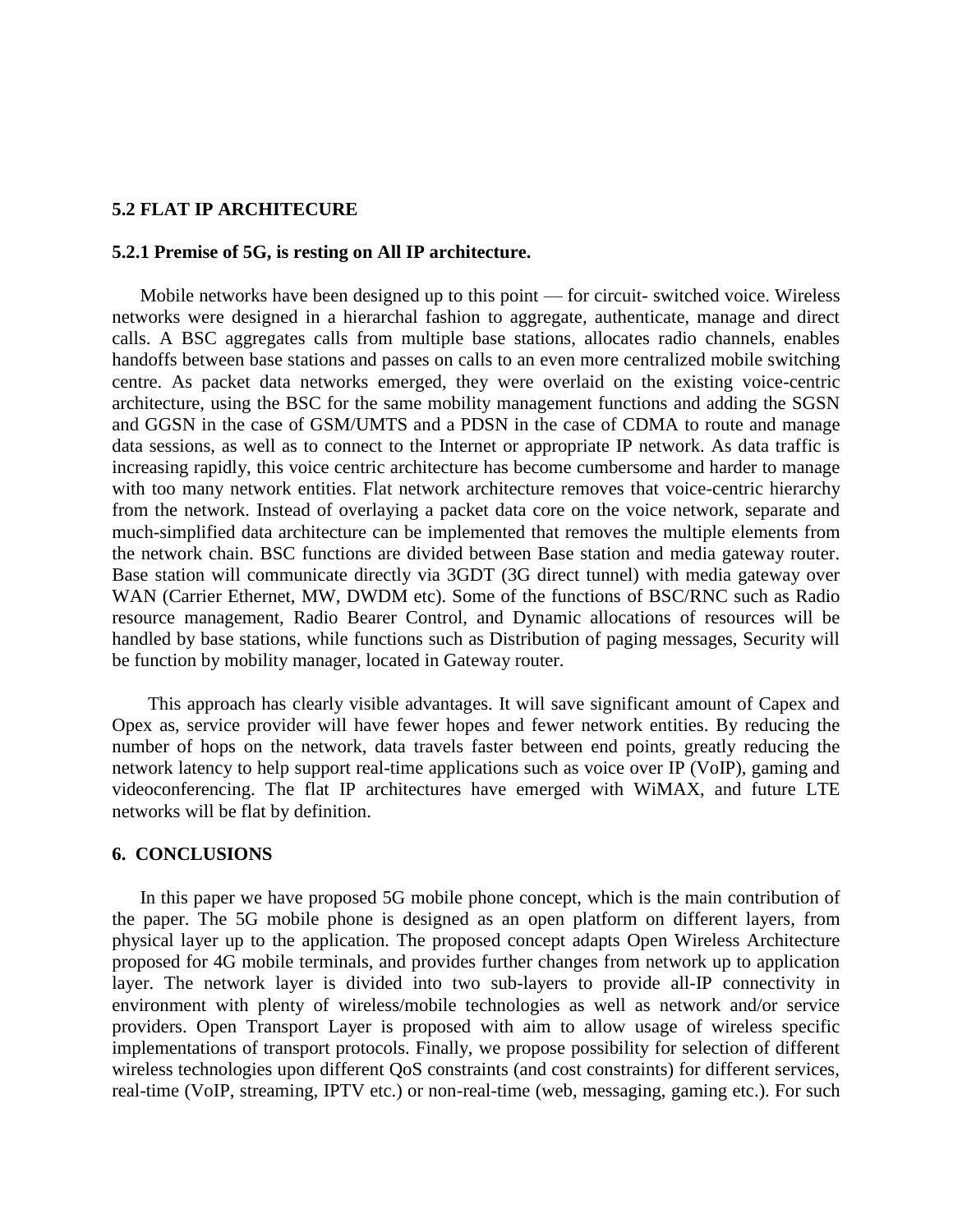## 5.2 FLAT IP ARCHITECURE

### 5.2.1 Premise of 5G, is resting on All IP architecture.

Mobile networks have been designed up to this point — for circuit- switched voice. Wireless networks were designed in a hierarchal fashion to aggregate, authenticate, manage and direct calls. A BSC aggregates calls from multiple base stations, allocates radio channels, enables handoffs between base stations and passes on calls to an even more centralized mobile switching centre. As packet data networks emerged, they were overlaid on the existing voice-centric architecture, using the BSC for the same mobility management functions and adding the SGSN and GGSN in the case of GSM/UMTS and a PDSN in the case of CDMA to route and manage data sessions, as well as to connect to the Internet or appropriate IP network. As data traffic is increasing rapidly, this voice centric architecture has become cumbersome and harder to manage with too many network entities. Flat network architecture removes that voice-centric hierarchy from the network. Instead of overlaying a packet data core on the voice network, separate and much-simplified data architecture can be implemented that removes the multiple elements from the network chain. BSC functions are divided between Base station and media gateway router. Base station will communicate directly via 3GDT (3G direct tunnel) with media gateway over WAN (Carrier Ethernet, MW, DWDM etc). Some of the functions of BSC/RNC such as Radio resource management, Radio Bearer Control, and Dynamic allocations of resources will be handled by base stations, while functions such as Distribution of paging messages, Security will be function by mobility manager, located in Gateway router.

This approach has clearly visible advantages. It will save significant amount of Capex and Opex as, service provider will have fewer hopes and fewer network entities. By reducing the number of hops on the network, data travels faster between end points, greatly reducing the network latency to help support real-time applications such as voice over IP (VoIP), gaming and videoconferencing. The flat IP architectures have emerged with WiMAX, and future LTE networks will be flat by definition.

## 6. CONCLUSIONS

In this paper we have proposed 5G mobile phone concept, which is the main contribution of the paper. The 5G mobile phone is designed as an open platform on different layers, from physical layer up to the application. The proposed concept adapts Open Wireless Architecture proposed for 4G mobile terminals, and provides further changes from network up to application layer. The network layer is divided into two sub-layers to provide all-IP connectivity in environment with plenty of wireless/mobile technologies as well as network and/or service providers. Open Transport Layer is proposed with aim to allow usage of wireless specific implementations of transport protocols. Finally, we propose possibility for selection of different wireless technologies upon different QoS constraints (and cost constraints) for different services, real-time (VoIP, streaming, IPTV etc.) or non-real-time (web, messaging, gaming etc.). For such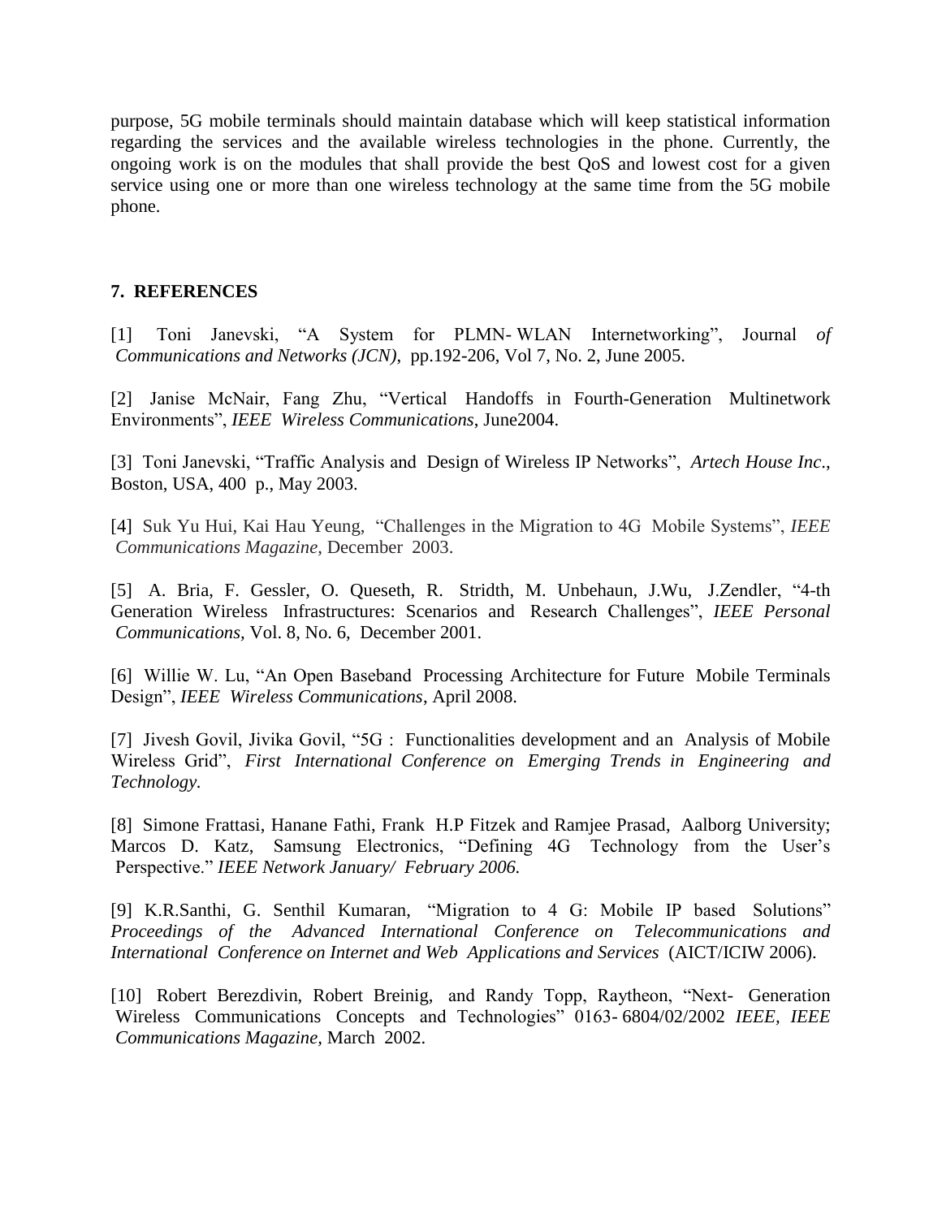purpose, 5G mobile terminals should maintain database which will keep statistical information regarding the services and the available wireless technologies in the phone. Currently, the ongoing work is on the modules that shall provide the best QoS and lowest cost for a given service using one or more than one wireless technology at the same time from the 5G mobile phone.

## 7. REFERENCES

[1] Toni Janevski, "A System for PLMN- WLAN Internetworking", Journal *of Communications and Networks (JCN)*, pp.192-206, Vol 7, No. 2, June 2005.

[2] Janise McNair, Fang Zhu, "Vertical Handoffs in Fourth-Generation Multinetwork Environments", *IEEE Wireless Communications*, June2004.

[3] Toni Janevski, "Traffic Analysis and Design of Wireless IP Networks", *Artech House Inc*., Boston, USA, 400 p., May 2003.

[4] Suk Yu Hui, Kai Hau Yeung, "Challenges in the Migration to 4G Mobile Systems", *IEEE Communications Magazine*, December 2003.

[5] A. Bria, F. Gessler, O. Queseth, R. Stridth, M. Unbehaun, J.Wu, J.Zendler, "4-th Generation Wireless Infrastructures: Scenarios and Research Challenges", *IEEE Personal Communications,* Vol. 8, No. 6, December 2001.

[6] Willie W. Lu, "An Open Baseband Processing Architecture for Future Mobile Terminals Design", *IEEE Wireless Communications*, April 2008.

[7] Jivesh Govil, Jivika Govil, "5G : Functionalities development and an Analysis of Mobile Wireless Grid", *First International Conference on Emerging Trends in Engineering and Technology.*

[8] Simone Frattasi, Hanane Fathi, Frank H.P Fitzek and Ramjee Prasad, Aalborg University; Marcos D. Katz, Samsung Electronics, "Defining 4G Technology from the User's Perspective." *IEEE Network January/ February 2006.*

[9] K.R.Santhi, G. Senthil Kumaran, "Migration to 4 G: Mobile IP based Solutions" *Proceedings of the Advanced International Conference on Telecommunications and International Conference on Internet and Web Applications and Services* (AICT/ICIW 2006).

[10] Robert Berezdivin, Robert Breinig, and Randy Topp, Raytheon, "Next- Generation Wireless Communications Concepts and Technologies" 0163- 6804/02/2002 *IEEE, IEEE Communications Magazine*, March 2002.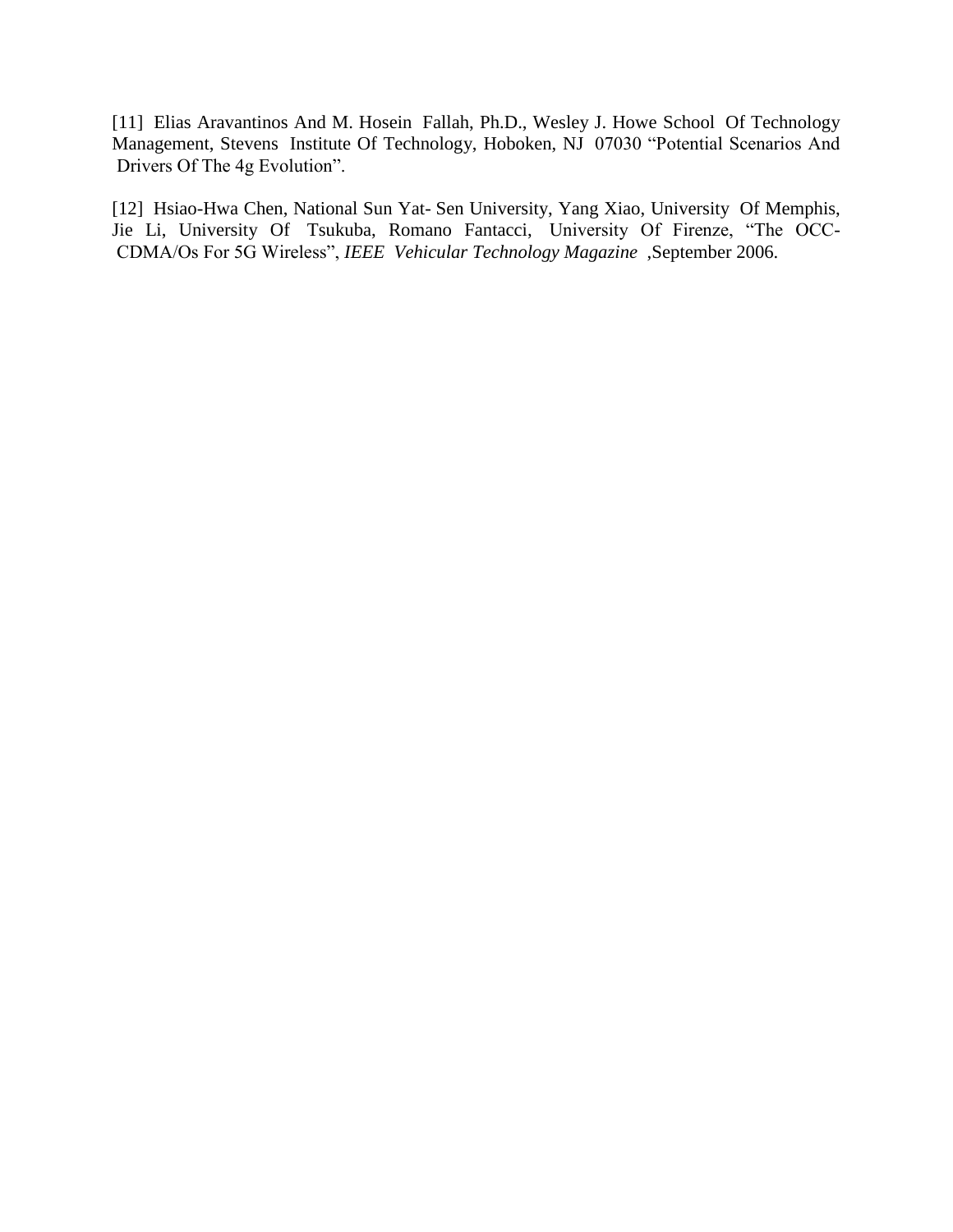[11] Elias Aravantinos And M. Hosein Fallah, Ph.D., Wesley J. Howe School Of Technology Management, Stevens Institute Of Technology, Hoboken, NJ 07030 "Potential Scenarios And Drivers Of The 4g Evolution".

[12] Hsiao-Hwa Chen, National Sun Yat- Sen University, Yang Xiao, University Of Memphis, Jie Li, University Of Tsukuba, Romano Fantacci, University Of Firenze, "The OCC-CDMA/Os For 5G Wireless", *IEEE Vehicular Technology Magazine* ,September 2006.